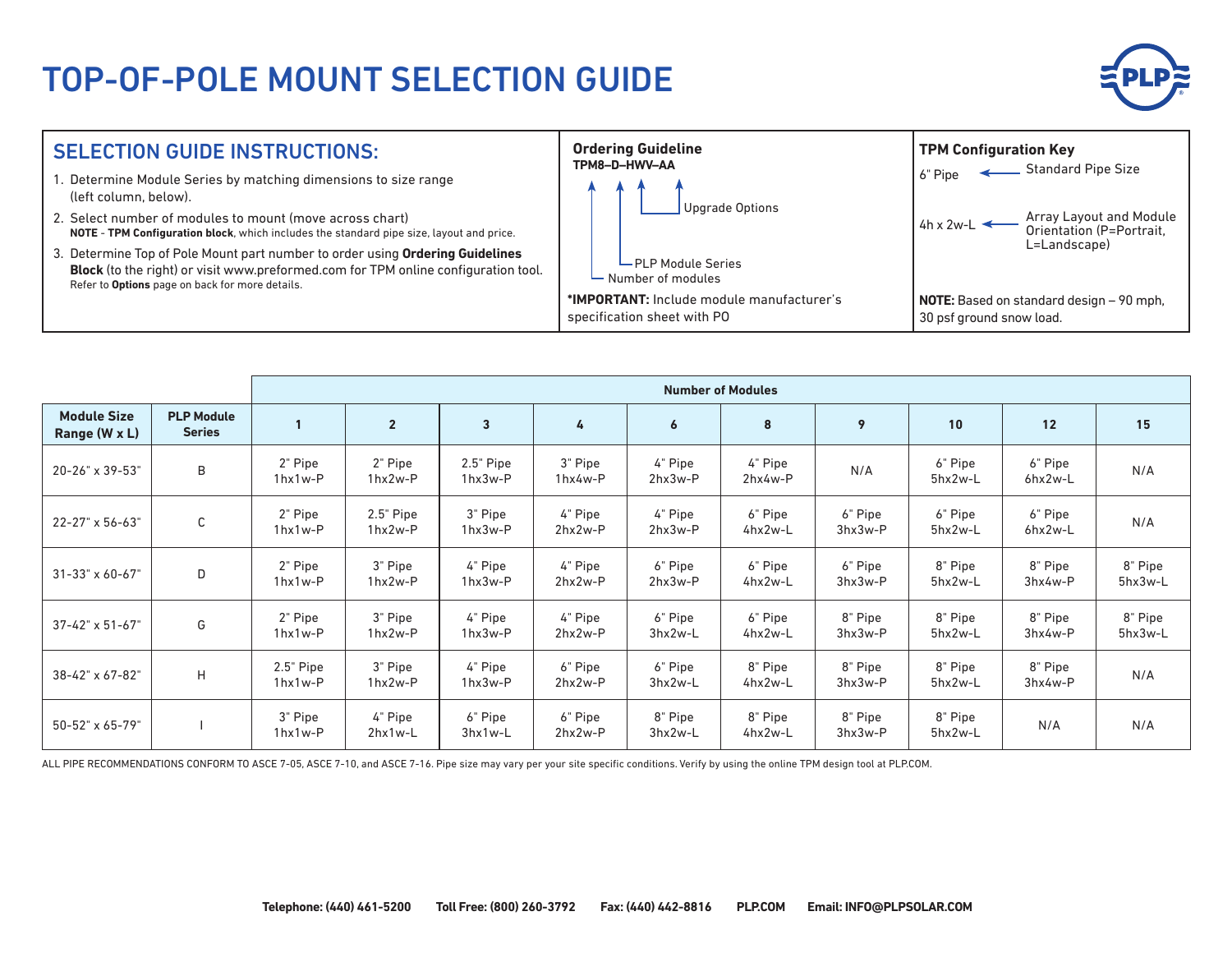# TOP-OF-POLE MOUNT SELECTION GUIDE

## SELECTION GUIDE INSTRUCTIONS:

1. Determine Module Series by matching dimensions to size range (left column, below).
2. Select number of modules to mount (move across chart)
   **NOTE** - **TPM Configuration block**, which includes the standard pipe size, layout and price.
3. Determine Top of Pole Mount part number to order using **Ordering Guidelines Block** (to the right) or visit www.preformed.com for TPM online configuration tool.
   Refer to **Options** page on back for more details.

**Ordering Guideline**
**TPM8–D–HWV–AA**

- Upgrade Options
- PLP Module Series
- Number of modules

***IMPORTANT:** Include module manufacturer's specification sheet with PO

**TPM Configuration Key**

- 6" Pipe ← Standard Pipe Size
- 4h x 2w-L ← Array Layout and Module Orientation (P=Portrait, L=Landscape)

**NOTE:** Based on standard design – 90 mph, 30 psf ground snow load.

| | | Number of Modules | | | | | | | | | |
|---|---|---|---|---|---|---|---|---|---|---|---|
| **Module Size Range (W x L)** | **PLP Module Series** | **1** | **2** | **3** | **4** | **6** | **8** | **9** | **10** | **12** | **15** |
| 20-26" x 39-53" | B | 2" Pipe 1hx1w-P | 2" Pipe 1hx2w-P | 2.5" Pipe 1hx3w-P | 3" Pipe 1hx4w-P | 4" Pipe 2hx3w-P | 4" Pipe 2hx4w-P | N/A | 6" Pipe 5hx2w-L | 6" Pipe 6hx2w-L | N/A |
| 22-27" x 56-63" | C | 2" Pipe 1hx1w-P | 2.5" Pipe 1hx2w-P | 3" Pipe 1hx3w-P | 4" Pipe 2hx2w-P | 4" Pipe 2hx3w-P | 6" Pipe 4hx2w-L | 6" Pipe 3hx3w-P | 6" Pipe 5hx2w-L | 6" Pipe 6hx2w-L | N/A |
| 31-33" x 60-67" | D | 2" Pipe 1hx1w-P | 3" Pipe 1hx2w-P | 4" Pipe 1hx3w-P | 4" Pipe 2hx2w-P | 6" Pipe 2hx3w-P | 6" Pipe 4hx2w-L | 6" Pipe 3hx3w-P | 8" Pipe 5hx2w-L | 8" Pipe 3hx4w-P | 8" Pipe 5hx3w-L |
| 37-42" x 51-67" | G | 2" Pipe 1hx1w-P | 3" Pipe 1hx2w-P | 4" Pipe 1hx3w-P | 4" Pipe 2hx2w-P | 6" Pipe 3hx2w-L | 6" Pipe 4hx2w-L | 8" Pipe 3hx3w-P | 8" Pipe 5hx2w-L | 8" Pipe 3hx4w-P | 8" Pipe 5hx3w-L |
| 38-42" x 67-82" | H | 2.5" Pipe 1hx1w-P | 3" Pipe 1hx2w-P | 4" Pipe 1hx3w-P | 6" Pipe 2hx2w-P | 6" Pipe 3hx2w-L | 8" Pipe 4hx2w-L | 8" Pipe 3hx3w-P | 8" Pipe 5hx2w-L | 8" Pipe 3hx4w-P | N/A |
| 50-52" x 65-79" | I | 3" Pipe 1hx1w-P | 4" Pipe 2hx1w-L | 6" Pipe 3hx1w-L | 6" Pipe 2hx2w-P | 8" Pipe 3hx2w-L | 8" Pipe 4hx2w-L | 8" Pipe 3hx3w-P | 8" Pipe 5hx2w-L | N/A | N/A |

ALL PIPE RECOMMENDATIONS CONFORM TO ASCE 7-05, ASCE 7-10, and ASCE 7-16. Pipe size may vary per your site specific conditions. Verify by using the online TPM design tool at PLP.COM.

**Telephone: (440) 461-5200** **Toll Free: (800) 260-3792** **Fax: (440) 442-8816** **PLP.COM** **Email: INFO@PLPSOLAR.COM**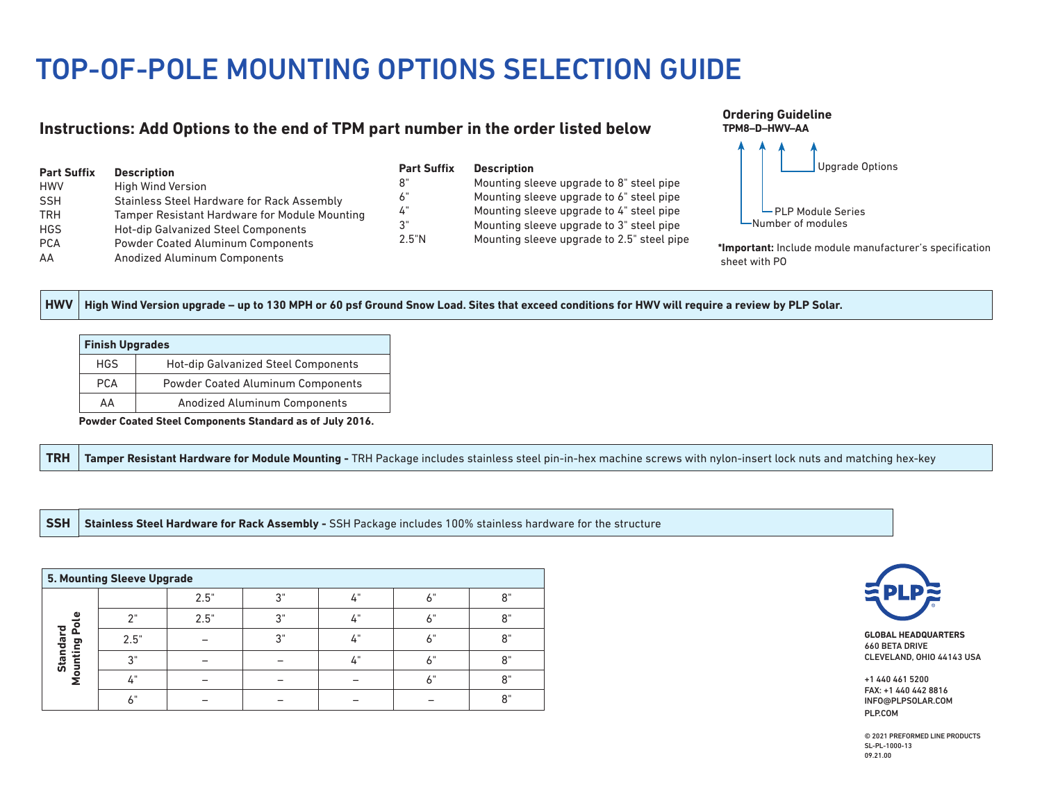# TOP-OF-POLE MOUNTING OPTIONS SELECTION GUIDE

## Instructions: Add Options to the end of TPM part number in the order listed below

| Part Suffix | Description |
|---|---|
| HWV | High Wind Version |
| SSH | Stainless Steel Hardware for Rack Assembly |
| TRH | Tamper Resistant Hardware for Module Mounting |
| HGS | Hot-dip Galvanized Steel Components |
| PCA | Powder Coated Aluminum Components |
| AA | Anodized Aluminum Components |

| Part Suffix | Description |
|---|---|
| 8" | Mounting sleeve upgrade to 8" steel pipe |
| 6" | Mounting sleeve upgrade to 6" steel pipe |
| 4" | Mounting sleeve upgrade to 4" steel pipe |
| 3" | Mounting sleeve upgrade to 3" steel pipe |
| 2.5"N | Mounting sleeve upgrade to 2.5" steel pipe |

**Ordering Guideline**
**TPM8–D–HWV–AA**

- Number of modules
- PLP Module Series
- Upgrade Options

**\*Important:** Include module manufacturer's specification sheet with PO

| HWV | High Wind Version upgrade – up to 130 MPH or 60 psf Ground Snow Load. Sites that exceed conditions for HWV will require a review by PLP Solar. |
|---|---|

| Finish Upgrades | |
|---|---|
| HGS | Hot-dip Galvanized Steel Components |
| PCA | Powder Coated Aluminum Components |
| AA | Anodized Aluminum Components |

**Powder Coated Steel Components Standard as of July 2016.**

| TRH | **Tamper Resistant Hardware for Module Mounting -** TRH Package includes stainless steel pin-in-hex machine screws with nylon-insert lock nuts and matching hex-key |
|---|---|

| SSH | **Stainless Steel Hardware for Rack Assembly -** SSH Package includes 100% stainless hardware for the structure |
|---|---|

**5. Mounting Sleeve Upgrade**

| Standard Mounting Pole | | 2.5" | 3" | 4" | 6" | 8" |
|---|---|---|---|---|---|---|
| | 2" | 2.5" | 3" | 4" | 6" | 8" |
| | 2.5" | – | 3" | 4" | 6" | 8" |
| | 3" | – | – | 4" | 6" | 8" |
| | 4" | – | – | – | 6" | 8" |
| | 6" | – | – | – | – | 8" |

**GLOBAL HEADQUARTERS**
660 BETA DRIVE
CLEVELAND, OHIO 44143 USA

+1 440 461 5200
FAX: +1 440 442 8816
INFO@PLPSOLAR.COM
PLP.COM

© 2021 PREFORMED LINE PRODUCTS
SL-PL-1000-13
09.21.00